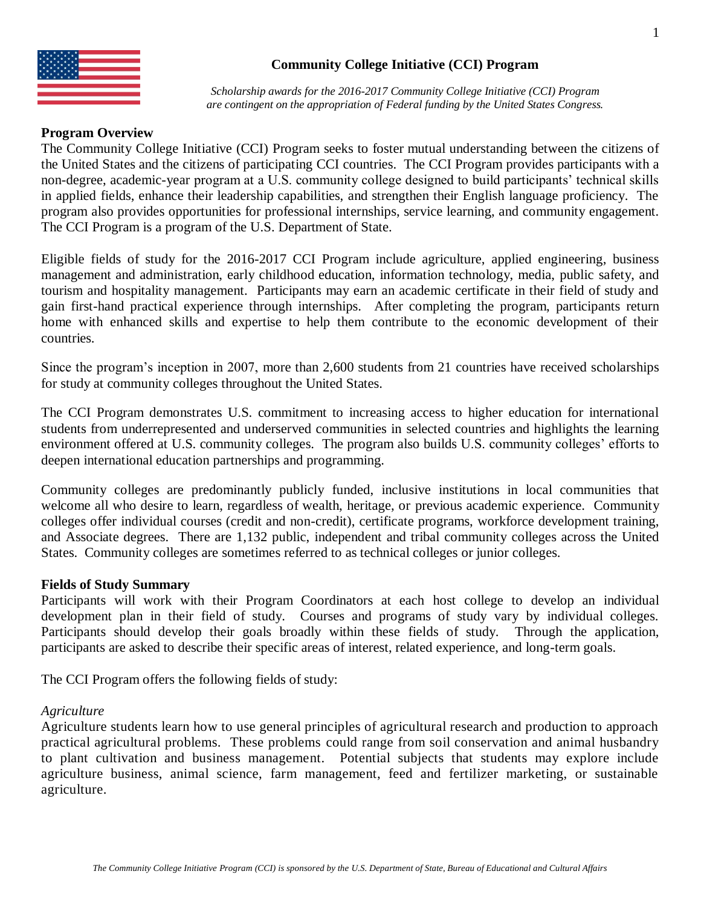# Community College Initiative (CCI) Program

*Scholarship awards for the 2016-2017 Community College Initiative (CCI) Program are contingent on the appropriation of Federal funding by the United States Congress.*

**Program Overview**

The Community College Initiative (CCI) Program seeks to foster mutual understanding between the citizens of the United States and the citizens of participating CCI countries. The CCI Program provides participants with a non-degree, academic-year program at a U.S. community college designed to build participants' technical skills in applied fields, enhance their leadership capabilities, and strengthen their English language proficiency. The program also provides opportunities for professional internships, service learning, and community engagement. The CCI Program is a program of the U.S. Department of State.

Eligible fields of study for the 2016-2017 CCI Program include agriculture, applied engineering, business management and administration, early childhood education, information technology, media, public safety, and tourism and hospitality management. Participants may earn an academic certificate in their field of study and gain first-hand practical experience through internships. After completing the program, participants return home with enhanced skills and expertise to help them contribute to the economic development of their countries.

Since the program's inception in 2007, more than 2,600 students from 21 countries have received scholarships for study at community colleges throughout the United States.

The CCI Program demonstrates U.S. commitment to increasing access to higher education for international students from underrepresented and underserved communities in selected countries and highlights the learning environment offered at U.S. community colleges. The program also builds U.S. community colleges' efforts to deepen international education partnerships and programming.

Community colleges are predominantly publicly funded, inclusive institutions in local communities that welcome all who desire to learn, regardless of wealth, heritage, or previous academic experience. Community colleges offer individual courses (credit and non-credit), certificate programs, workforce development training, and Associate degrees. There are 1,132 public, independent and tribal community colleges across the United States. Community colleges are sometimes referred to as technical colleges or junior colleges.

**Fields of Study Summary**

Participants will work with their Program Coordinators at each host college to develop an individual development plan in their field of study. Courses and programs of study vary by individual colleges. Participants should develop their goals broadly within these fields of study. Through the application, participants are asked to describe their specific areas of interest, related experience, and long-term goals.

The CCI Program offers the following fields of study:

*Agriculture*

Agriculture students learn how to use general principles of agricultural research and production to approach practical agricultural problems. These problems could range from soil conservation and animal husbandry to plant cultivation and business management. Potential subjects that students may explore include agriculture business, animal science, farm management, feed and fertilizer marketing, or sustainable agriculture.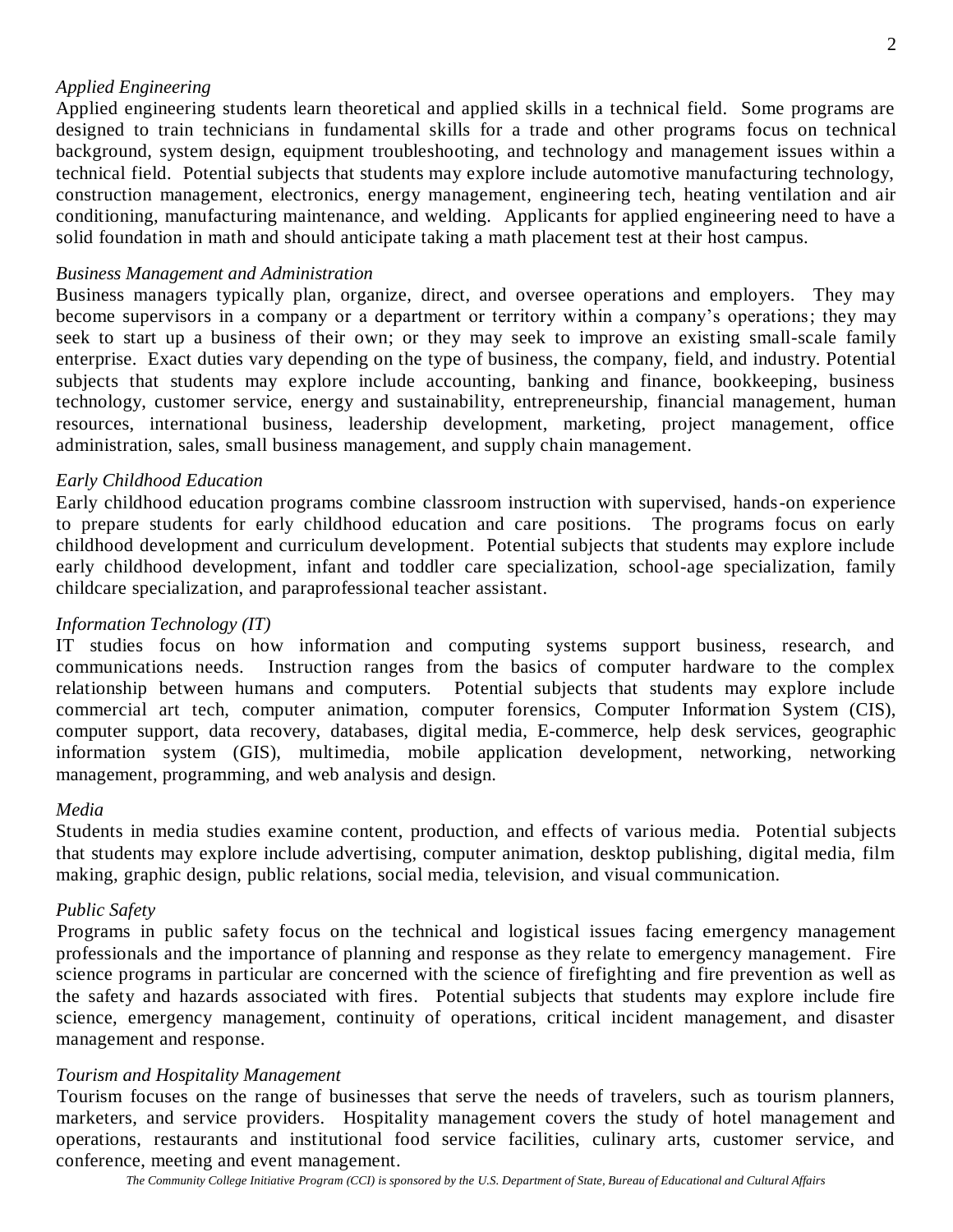*Applied Engineering*

Applied engineering students learn theoretical and applied skills in a technical field. Some programs are designed to train technicians in fundamental skills for a trade and other programs focus on technical background, system design, equipment troubleshooting, and technology and management issues within a technical field. Potential subjects that students may explore include automotive manufacturing technology, construction management, electronics, energy management, engineering tech, heating ventilation and air conditioning, manufacturing maintenance, and welding. Applicants for applied engineering need to have a solid foundation in math and should anticipate taking a math placement test at their host campus.

*Business Management and Administration*

Business managers typically plan, organize, direct, and oversee operations and employers. They may become supervisors in a company or a department or territory within a company's operations; they may seek to start up a business of their own; or they may seek to improve an existing small-scale family enterprise. Exact duties vary depending on the type of business, the company, field, and industry. Potential subjects that students may explore include accounting, banking and finance, bookkeeping, business technology, customer service, energy and sustainability, entrepreneurship, financial management, human resources, international business, leadership development, marketing, project management, office administration, sales, small business management, and supply chain management.

*Early Childhood Education*

Early childhood education programs combine classroom instruction with supervised, hands-on experience to prepare students for early childhood education and care positions. The programs focus on early childhood development and curriculum development. Potential subjects that students may explore include early childhood development, infant and toddler care specialization, school-age specialization, family childcare specialization, and paraprofessional teacher assistant.

*Information Technology (IT)*

IT studies focus on how information and computing systems support business, research, and communications needs. Instruction ranges from the basics of computer hardware to the complex relationship between humans and computers. Potential subjects that students may explore include commercial art tech, computer animation, computer forensics, Computer Information System (CIS), computer support, data recovery, databases, digital media, E-commerce, help desk services, geographic information system (GIS), multimedia, mobile application development, networking, networking management, programming, and web analysis and design.

*Media*

Students in media studies examine content, production, and effects of various media. Potential subjects that students may explore include advertising, computer animation, desktop publishing, digital media, film making, graphic design, public relations, social media, television, and visual communication.

*Public Safety*

Programs in public safety focus on the technical and logistical issues facing emergency management professionals and the importance of planning and response as they relate to emergency management. Fire science programs in particular are concerned with the science of firefighting and fire prevention as well as the safety and hazards associated with fires. Potential subjects that students may explore include fire science, emergency management, continuity of operations, critical incident management, and disaster management and response.

*Tourism and Hospitality Management*

Tourism focuses on the range of businesses that serve the needs of travelers, such as tourism planners, marketers, and service providers. Hospitality management covers the study of hotel management and operations, restaurants and institutional food service facilities, culinary arts, customer service, and conference, meeting and event management.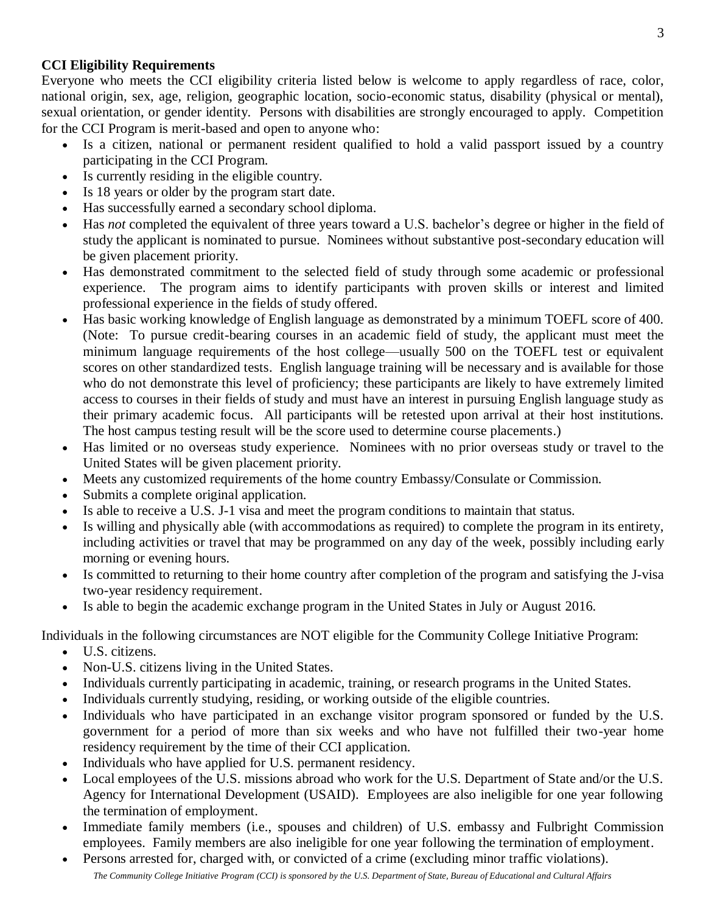**CCI Eligibility Requirements**

Everyone who meets the CCI eligibility criteria listed below is welcome to apply regardless of race, color, national origin, sex, age, religion, geographic location, socio-economic status, disability (physical or mental), sexual orientation, or gender identity. Persons with disabilities are strongly encouraged to apply. Competition for the CCI Program is merit-based and open to anyone who:

- Is a citizen, national or permanent resident qualified to hold a valid passport issued by a country participating in the CCI Program.
- Is currently residing in the eligible country.
- Is 18 years or older by the program start date.
- Has successfully earned a secondary school diploma.
- Has *not* completed the equivalent of three years toward a U.S. bachelor's degree or higher in the field of study the applicant is nominated to pursue. Nominees without substantive post-secondary education will be given placement priority.
- Has demonstrated commitment to the selected field of study through some academic or professional experience. The program aims to identify participants with proven skills or interest and limited professional experience in the fields of study offered.
- Has basic working knowledge of English language as demonstrated by a minimum TOEFL score of 400. (Note: To pursue credit-bearing courses in an academic field of study, the applicant must meet the minimum language requirements of the host college—usually 500 on the TOEFL test or equivalent scores on other standardized tests. English language training will be necessary and is available for those who do not demonstrate this level of proficiency; these participants are likely to have extremely limited access to courses in their fields of study and must have an interest in pursuing English language study as their primary academic focus. All participants will be retested upon arrival at their host institutions. The host campus testing result will be the score used to determine course placements.)
- Has limited or no overseas study experience. Nominees with no prior overseas study or travel to the United States will be given placement priority.
- Meets any customized requirements of the home country Embassy/Consulate or Commission.
- Submits a complete original application.
- Is able to receive a U.S. J-1 visa and meet the program conditions to maintain that status.
- Is willing and physically able (with accommodations as required) to complete the program in its entirety, including activities or travel that may be programmed on any day of the week, possibly including early morning or evening hours.
- Is committed to returning to their home country after completion of the program and satisfying the J-visa two-year residency requirement.
- Is able to begin the academic exchange program in the United States in July or August 2016.

Individuals in the following circumstances are NOT eligible for the Community College Initiative Program:

- U.S. citizens.
- Non-U.S. citizens living in the United States.
- Individuals currently participating in academic, training, or research programs in the United States.
- Individuals currently studying, residing, or working outside of the eligible countries.
- Individuals who have participated in an exchange visitor program sponsored or funded by the U.S. government for a period of more than six weeks and who have not fulfilled their two-year home residency requirement by the time of their CCI application.
- Individuals who have applied for U.S. permanent residency.
- Local employees of the U.S. missions abroad who work for the U.S. Department of State and/or the U.S. Agency for International Development (USAID). Employees are also ineligible for one year following the termination of employment.
- Immediate family members (i.e., spouses and children) of U.S. embassy and Fulbright Commission employees. Family members are also ineligible for one year following the termination of employment.
- Persons arrested for, charged with, or convicted of a crime (excluding minor traffic violations).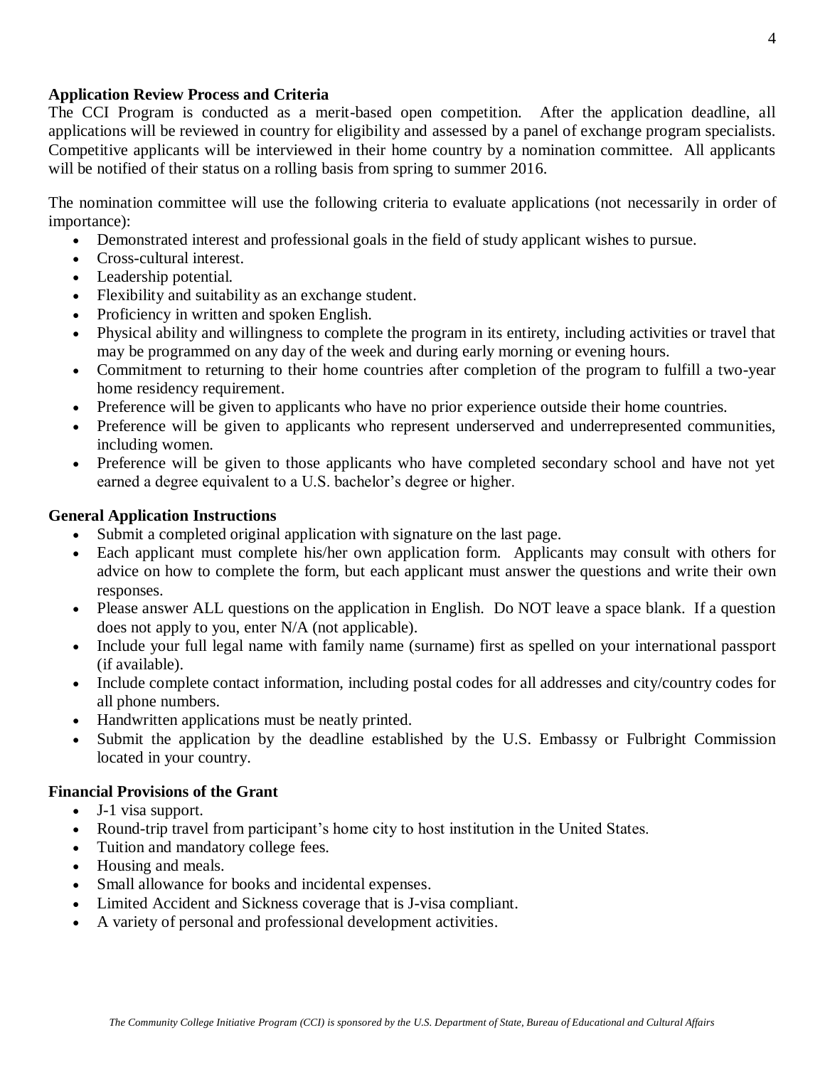**Application Review Process and Criteria**

The CCI Program is conducted as a merit-based open competition. After the application deadline, all applications will be reviewed in country for eligibility and assessed by a panel of exchange program specialists. Competitive applicants will be interviewed in their home country by a nomination committee. All applicants will be notified of their status on a rolling basis from spring to summer 2016.

The nomination committee will use the following criteria to evaluate applications (not necessarily in order of importance):

- Demonstrated interest and professional goals in the field of study applicant wishes to pursue.
- Cross-cultural interest.
- Leadership potential.
- Flexibility and suitability as an exchange student.
- Proficiency in written and spoken English.
- Physical ability and willingness to complete the program in its entirety, including activities or travel that may be programmed on any day of the week and during early morning or evening hours.
- Commitment to returning to their home countries after completion of the program to fulfill a two-year home residency requirement.
- Preference will be given to applicants who have no prior experience outside their home countries.
- Preference will be given to applicants who represent underserved and underrepresented communities, including women.
- Preference will be given to those applicants who have completed secondary school and have not yet earned a degree equivalent to a U.S. bachelor's degree or higher.

**General Application Instructions**

- Submit a completed original application with signature on the last page.
- Each applicant must complete his/her own application form. Applicants may consult with others for advice on how to complete the form, but each applicant must answer the questions and write their own responses.
- Please answer ALL questions on the application in English. Do NOT leave a space blank. If a question does not apply to you, enter N/A (not applicable).
- Include your full legal name with family name (surname) first as spelled on your international passport (if available).
- Include complete contact information, including postal codes for all addresses and city/country codes for all phone numbers.
- Handwritten applications must be neatly printed.
- Submit the application by the deadline established by the U.S. Embassy or Fulbright Commission located in your country.

**Financial Provisions of the Grant**

- J-1 visa support.
- Round-trip travel from participant's home city to host institution in the United States.
- Tuition and mandatory college fees.
- Housing and meals.
- Small allowance for books and incidental expenses.
- Limited Accident and Sickness coverage that is J-visa compliant.
- A variety of personal and professional development activities.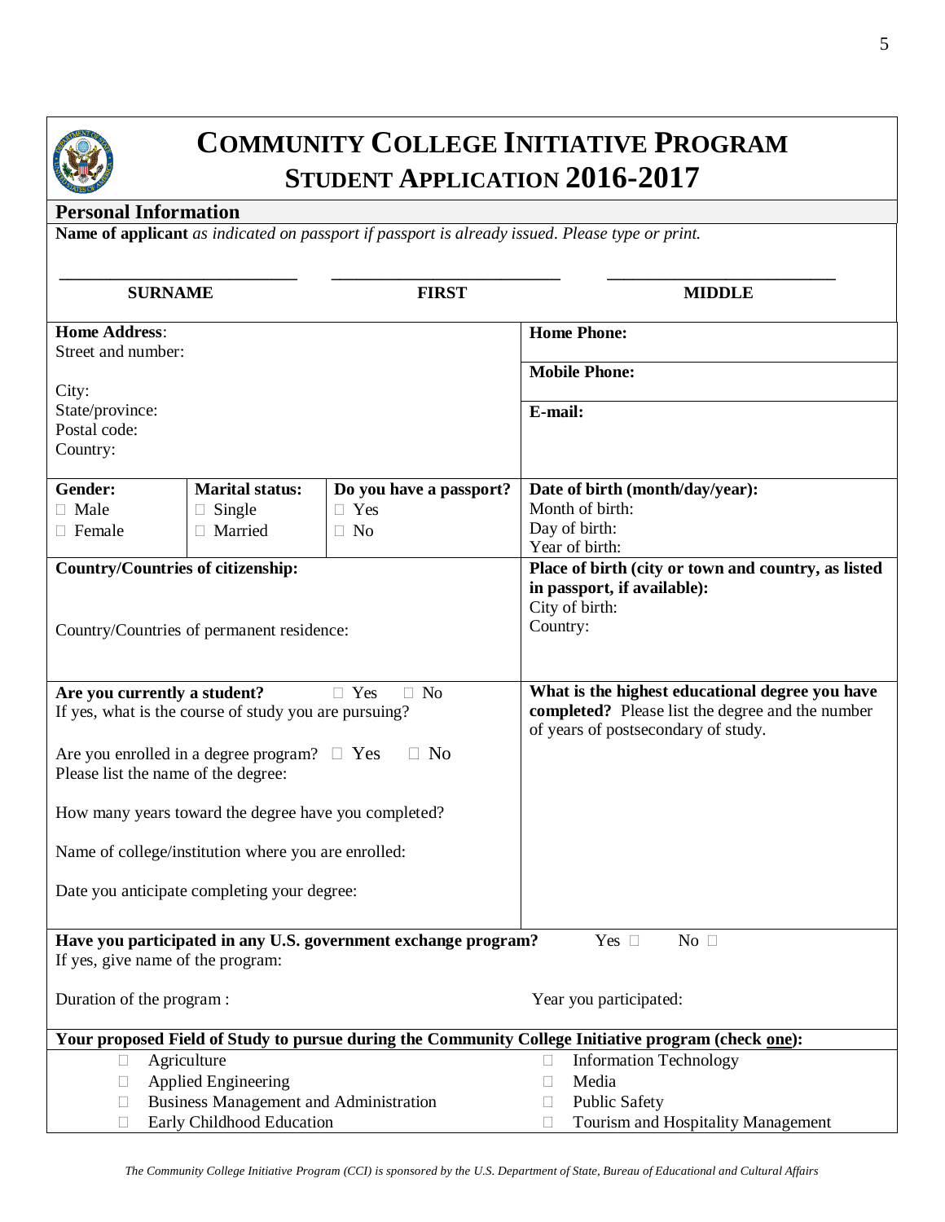# COMMUNITY COLLEGE INITIATIVE PROGRAM
## STUDENT APPLICATION 2016-2017

### Personal Information

**Name of applicant** *as indicated on passport if passport is already issued. Please type or print.*

| \_\_\_\_\_\_\_\_\_\_\_\_\_\_\_\_\_\_\_\_\_\_ | \_\_\_\_\_\_\_\_\_\_\_\_\_\_\_\_\_\_\_\_\_\_ | \_\_\_\_\_\_\_\_\_\_\_\_\_\_\_\_\_\_\_\_\_\_ |
|---|---|---|
| **SURNAME** | **FIRST** | **MIDDLE** |

| | |
|---|---|
| **Home Address**:<br>Street and number:<br><br>City:<br>State/province:<br>Postal code:<br>Country: | **Home Phone:**<br><br>**Mobile Phone:**<br><br>**E-mail:** |

| **Gender:** | **Marital status:** | **Do you have a passport?** | **Date of birth (month/day/year):** |
|---|---|---|---|
| ☐ Male<br>☐ Female | ☐ Single<br>☐ Married | ☐ Yes<br>☐ No | Month of birth:<br>Day of birth:<br>Year of birth: |

| | |
|---|---|
| **Country/Countries of citizenship:**<br><br>Country/Countries of permanent residence: | **Place of birth (city or town and country, as listed in passport, if available):**<br>City of birth:<br>Country: |
| **Are you currently a student?** ☐ Yes ☐ No<br>If yes, what is the course of study you are pursuing?<br><br>Are you enrolled in a degree program? ☐ Yes ☐ No<br>Please list the name of the degree:<br><br>How many years toward the degree have you completed?<br><br>Name of college/institution where you are enrolled:<br><br>Date you anticipate completing your degree: | **What is the highest educational degree you have completed?** Please list the degree and the number of years of postsecondary of study. |

**Have you participated in any U.S. government exchange program?** Yes ☐ No ☐
If yes, give name of the program:

Duration of the program :

Year you participated:

**Your proposed Field of Study to pursue during the Community College Initiative program (check one):**

| | |
|---|---|
| ☐ Agriculture | ☐ Information Technology |
| ☐ Applied Engineering | ☐ Media |
| ☐ Business Management and Administration | ☐ Public Safety |
| ☐ Early Childhood Education | ☐ Tourism and Hospitality Management |

*The Community College Initiative Program (CCI) is sponsored by the U.S. Department of State, Bureau of Educational and Cultural Affairs*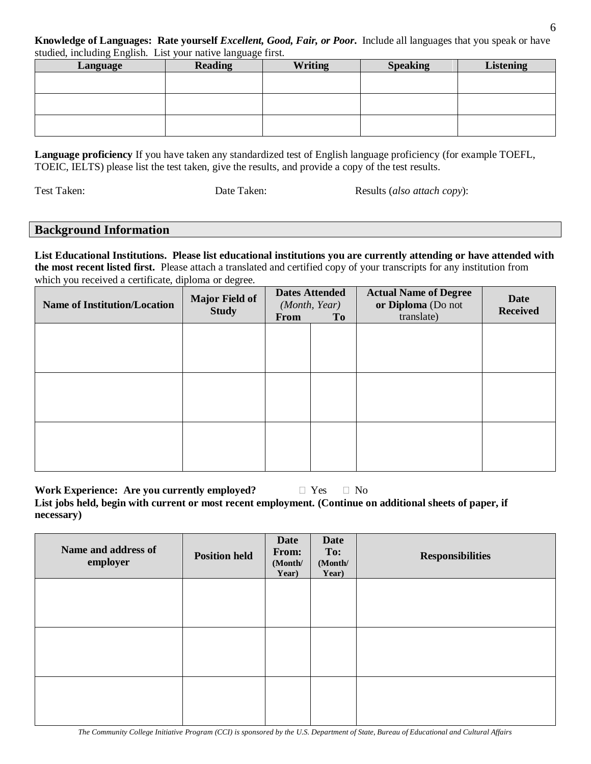**Knowledge of Languages: Rate yourself *Excellent, Good, Fair, or Poor*.** Include all languages that you speak or have studied, including English. List your native language first.

| Language | Reading | Writing | Speaking | Listening |
|---|---|---|---|---|
| | | | | |
| | | | | |
| | | | | |

**Language proficiency** If you have taken any standardized test of English language proficiency (for example TOEFL, TOEIC, IELTS) please list the test taken, give the results, and provide a copy of the test results.

Test Taken: Date Taken: Results (*also attach copy*):

## Background Information

**List Educational Institutions. Please list educational institutions you are currently attending or have attended with the most recent listed first.** Please attach a translated and certified copy of your transcripts for any institution from which you received a certificate, diploma or degree.

| Name of Institution/Location | Major Field of Study | Dates Attended *(Month, Year)* | | Actual Name of Degree or Diploma (Do not translate) | Date Received |
|---|---|---|---|---|---|
| | | From | To | | |
| | | | | | |
| | | | | | |
| | | | | | |

**Work Experience: Are you currently employed?** ☐ Yes ☐ No

**List jobs held, begin with current or most recent employment. (Continue on additional sheets of paper, if necessary)**

| Name and address of employer | Position held | Date From: (Month/ Year) | Date To: (Month/ Year) | Responsibilities |
|---|---|---|---|---|
| | | | | |
| | | | | |
| | | | | |

*The Community College Initiative Program (CCI) is sponsored by the U.S. Department of State, Bureau of Educational and Cultural Affairs*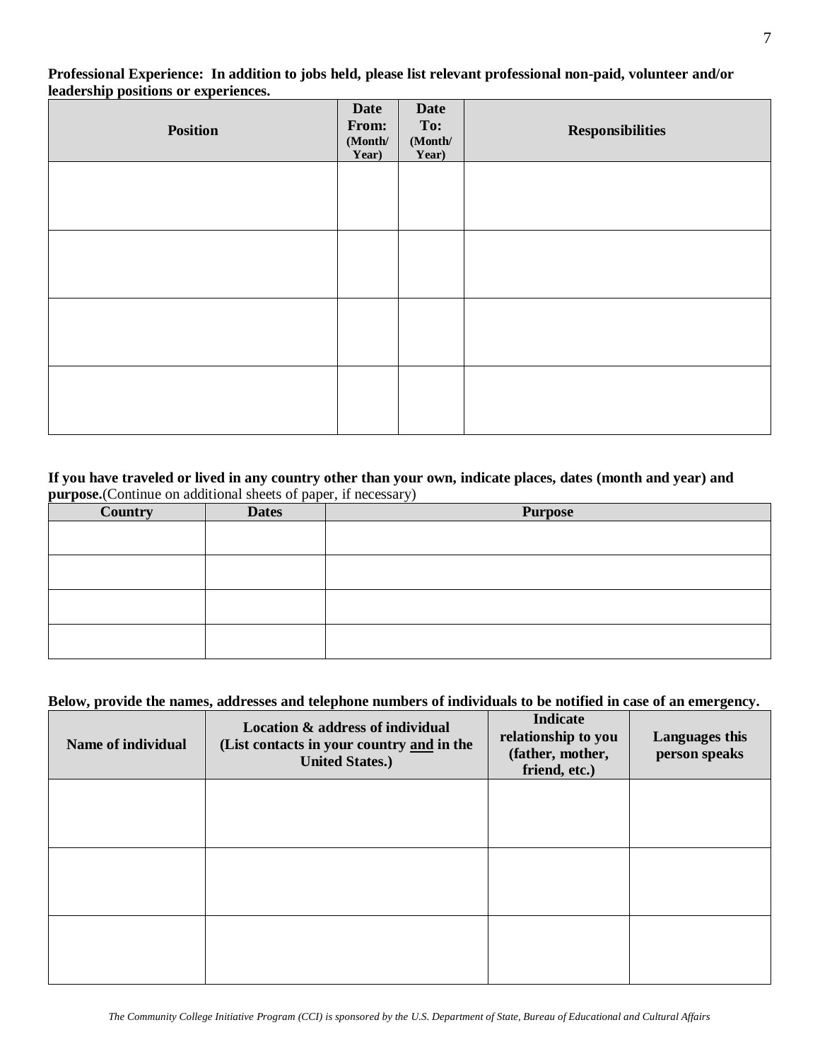**Professional Experience: In addition to jobs held, please list relevant professional non-paid, volunteer and/or leadership positions or experiences.**

| Position | Date From: (Month/ Year) | Date To: (Month/ Year) | Responsibilities |
|---|---|---|---|
| | | | |
| | | | |
| | | | |
| | | | |

**If you have traveled or lived in any country other than your own, indicate places, dates (month and year) and purpose.**(Continue on additional sheets of paper, if necessary)

| Country | Dates | Purpose |
|---|---|---|
| | | |
| | | |
| | | |
| | | |

**Below, provide the names, addresses and telephone numbers of individuals to be notified in case of an emergency.**

| Name of individual | Location & address of individual (List contacts in your country <u>and</u> in the United States.) | Indicate relationship to you (father, mother, friend, etc.) | Languages this person speaks |
|---|---|---|---|
| | | | |
| | | | |
| | | | |

*The Community College Initiative Program (CCI) is sponsored by the U.S. Department of State, Bureau of Educational and Cultural Affairs*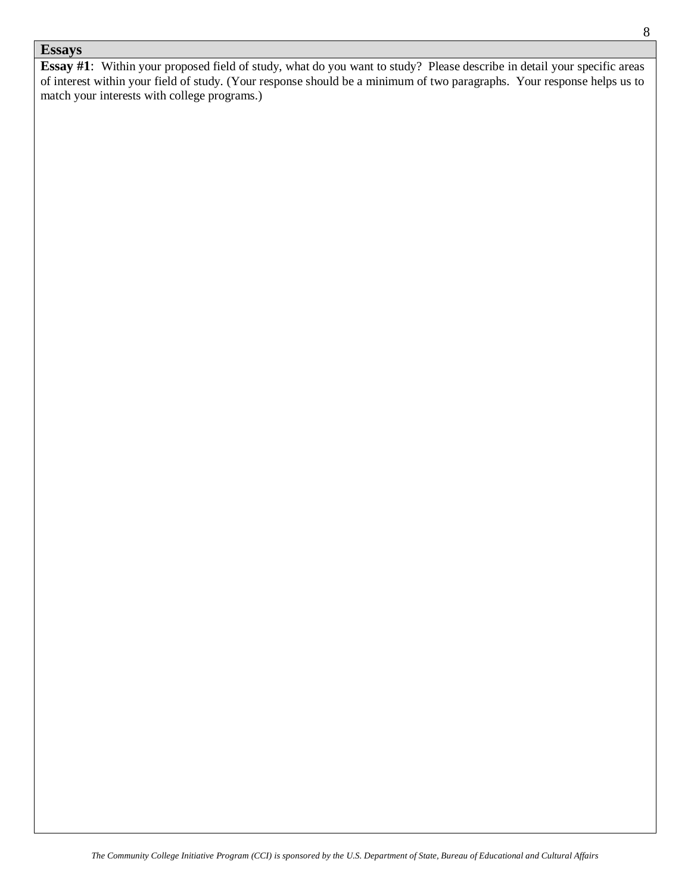## Essays

**Essay #1**: Within your proposed field of study, what do you want to study? Please describe in detail your specific areas of interest within your field of study. (Your response should be a minimum of two paragraphs. Your response helps us to match your interests with college programs.)

*The Community College Initiative Program (CCI) is sponsored by the U.S. Department of State, Bureau of Educational and Cultural Affairs*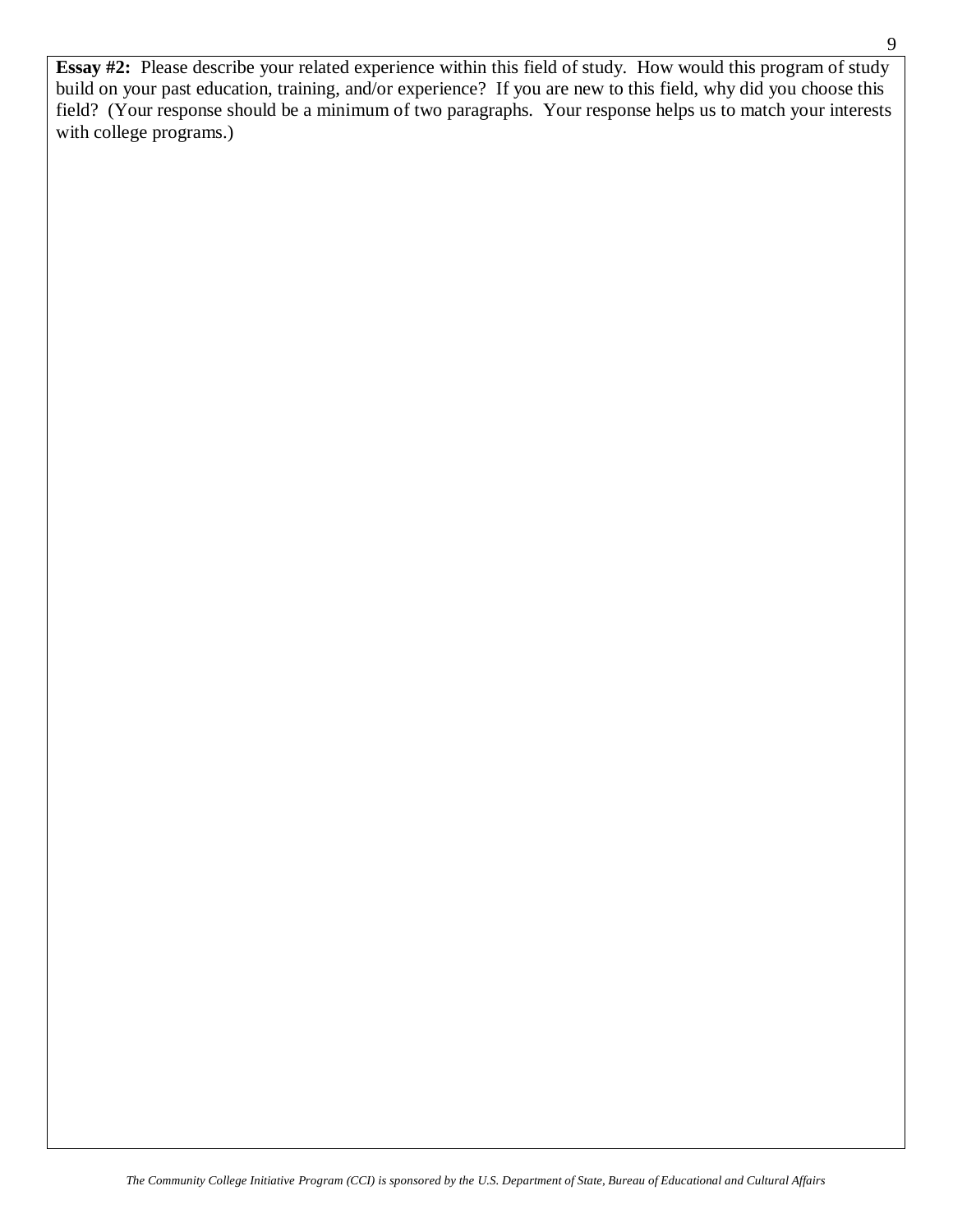**Essay #2:** Please describe your related experience within this field of study. How would this program of study build on your past education, training, and/or experience? If you are new to this field, why did you choose this field? (Your response should be a minimum of two paragraphs. Your response helps us to match your interests with college programs.)

*The Community College Initiative Program (CCI) is sponsored by the U.S. Department of State, Bureau of Educational and Cultural Affairs*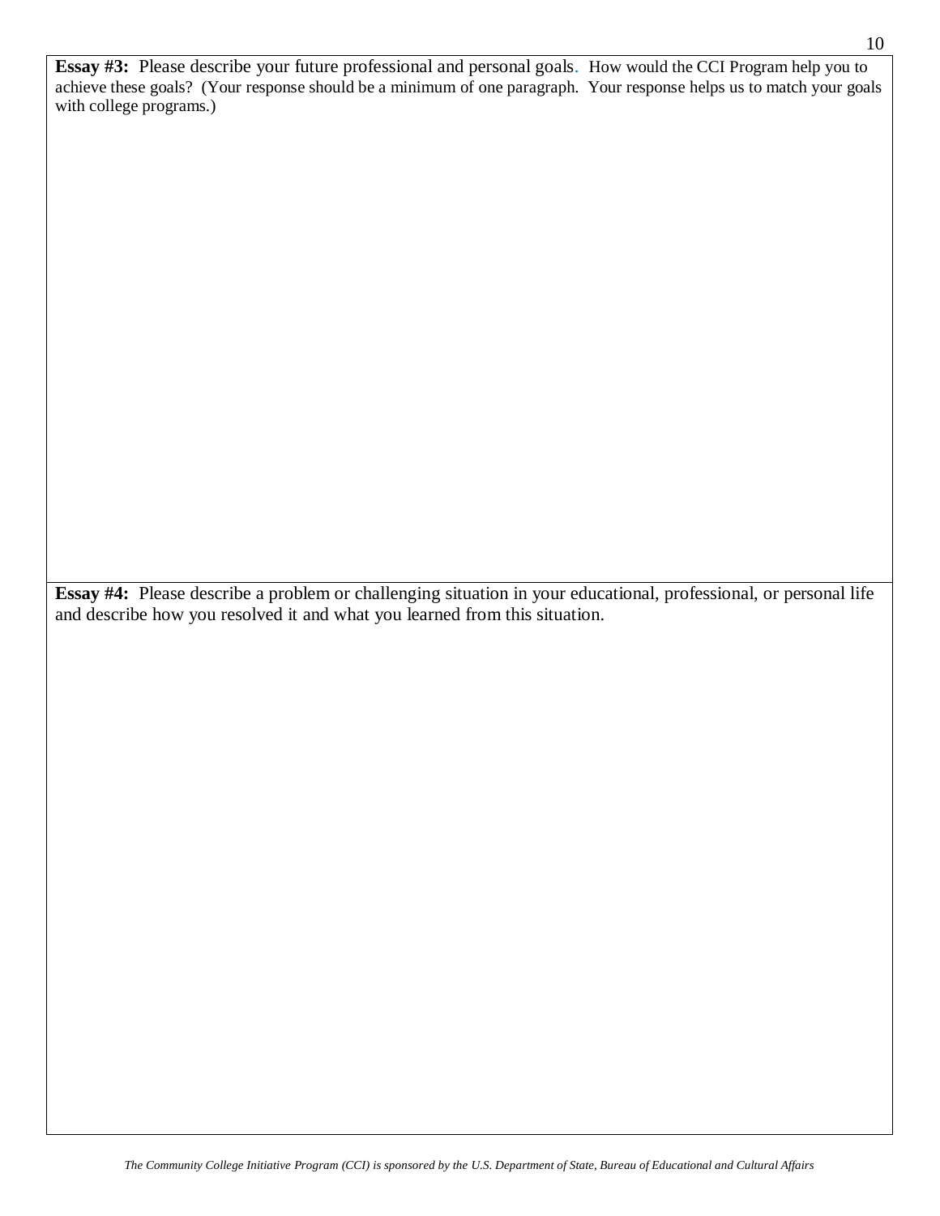**Essay #3:** Please describe your future professional and personal goals. How would the CCI Program help you to achieve these goals? (Your response should be a minimum of one paragraph. Your response helps us to match your goals with college programs.)

**Essay #4:** Please describe a problem or challenging situation in your educational, professional, or personal life and describe how you resolved it and what you learned from this situation.

*The Community College Initiative Program (CCI) is sponsored by the U.S. Department of State, Bureau of Educational and Cultural Affairs*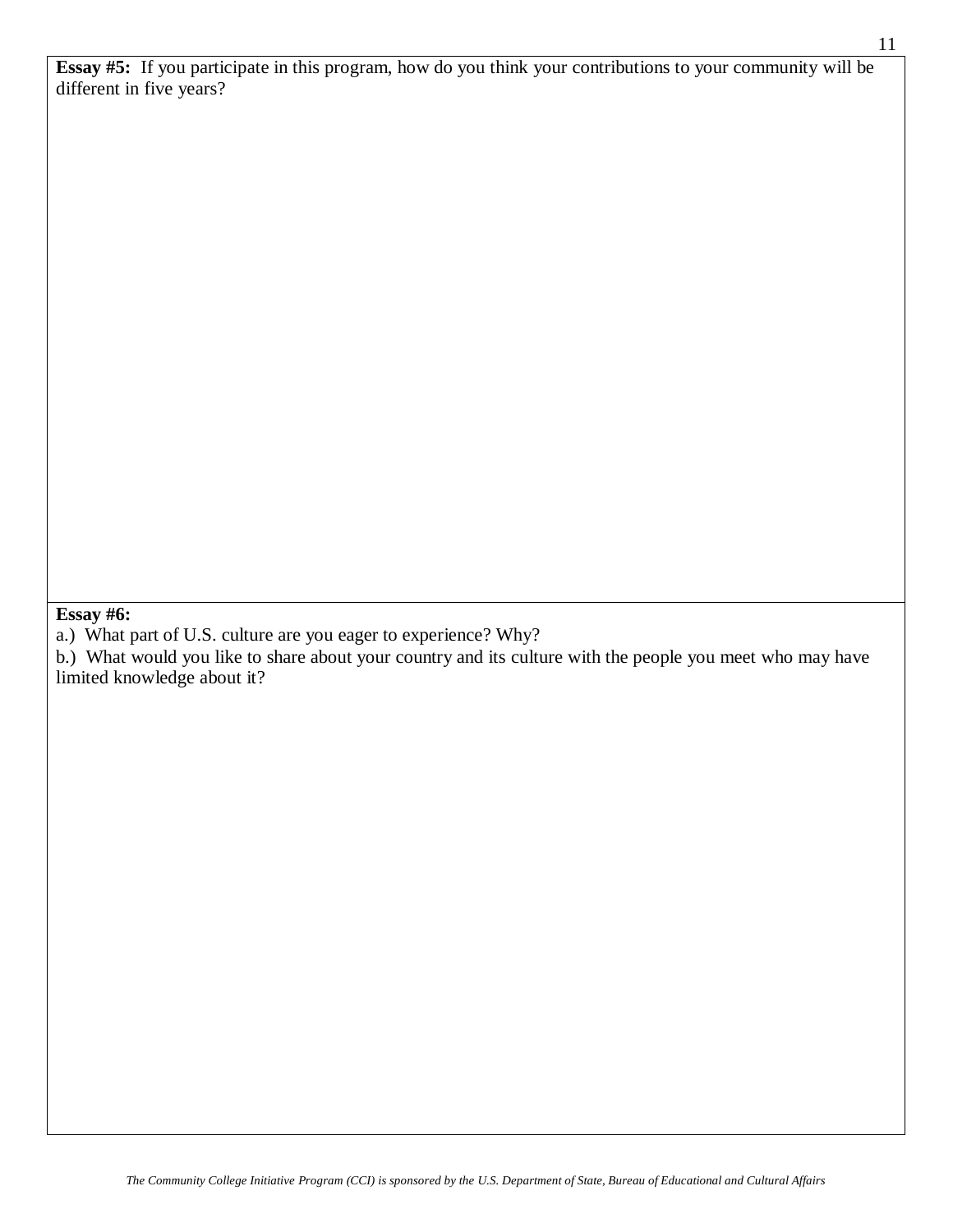**Essay #5:** If you participate in this program, how do you think your contributions to your community will be different in five years?

**Essay #6:**

a.) What part of U.S. culture are you eager to experience? Why?

b.) What would you like to share about your country and its culture with the people you meet who may have limited knowledge about it?

*The Community College Initiative Program (CCI) is sponsored by the U.S. Department of State, Bureau of Educational and Cultural Affairs*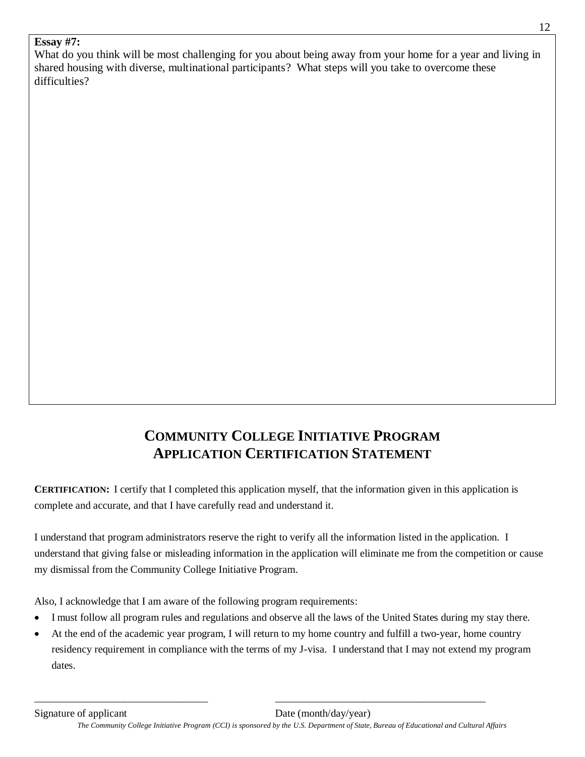**Essay #7:**
What do you think will be most challenging for you about being away from your home for a year and living in shared housing with diverse, multinational participants? What steps will you take to overcome these difficulties?

## COMMUNITY COLLEGE INITIATIVE PROGRAM
## APPLICATION CERTIFICATION STATEMENT

**CERTIFICATION:** I certify that I completed this application myself, that the information given in this application is complete and accurate, and that I have carefully read and understand it.

I understand that program administrators reserve the right to verify all the information listed in the application. I understand that giving false or misleading information in the application will eliminate me from the competition or cause my dismissal from the Community College Initiative Program.

Also, I acknowledge that I am aware of the following program requirements:

- I must follow all program rules and regulations and observe all the laws of the United States during my stay there.
- At the end of the academic year program, I will return to my home country and fulfill a two-year, home country residency requirement in compliance with the terms of my J-visa. I understand that I may not extend my program dates.

_________________________________ _________________________________________

Signature of applicant Date (month/day/year)

*The Community College Initiative Program (CCI) is sponsored by the U.S. Department of State, Bureau of Educational and Cultural Affairs*